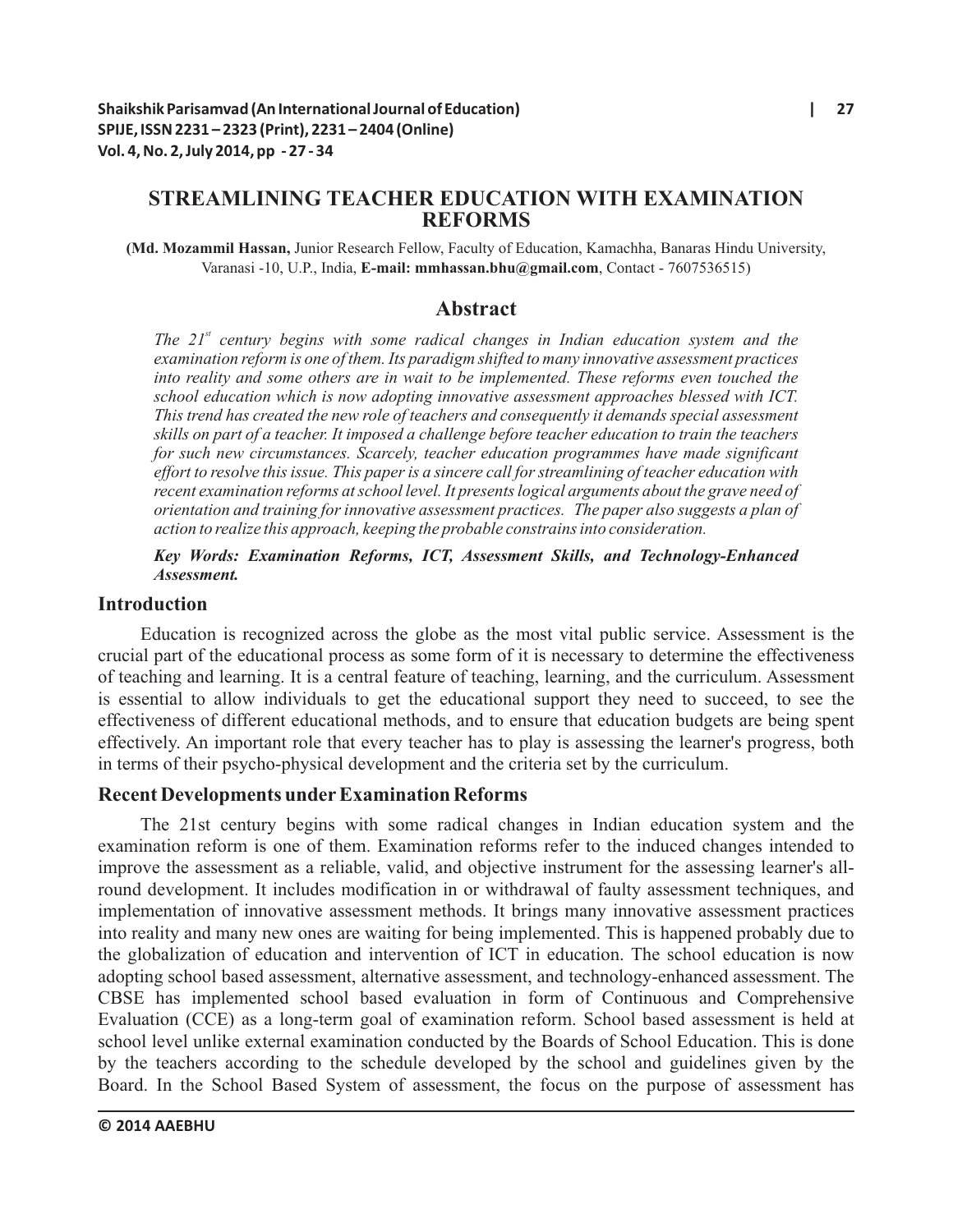# STREAMLINING TEACHER EDUCATION WITH EXAMINATION REFORMS

(**Md. Mozammil Hassan,** Junior Research Fellow, Faculty of Education, Kamachha, Banaras Hindu University, Varanasi -10, U.P., India, **E-mail: mmhassan.bhu@gmail.com**, Contact - 7607536515)

## Abstract

*The 21st century begins with some radical changes in Indian education system and the examination reform is one of them. Its paradigm shifted to many innovative assessment practices into reality and some others are in wait to be implemented. These reforms even touched the school education which is now adopting innovative assessment approaches blessed with ICT. This trend has created the new role of teachers and consequently it demands special assessment skills on part of a teacher. It imposed a challenge before teacher education to train the teachers for such new circumstances. Scarcely, teacher education programmes have made significant effort to resolve this issue. This paper is a sincere call for streamlining of teacher education with recent examination reforms at school level. It presents logical arguments about the grave need of orientation and training for innovative assessment practices. The paper also suggests a plan of action to realize this approach, keeping the probable constrains into consideration.*

***Key Words: Examination Reforms, ICT, Assessment Skills, and Technology-Enhanced Assessment.***

## Introduction

Education is recognized across the globe as the most vital public service. Assessment is the crucial part of the educational process as some form of it is necessary to determine the effectiveness of teaching and learning. It is a central feature of teaching, learning, and the curriculum. Assessment is essential to allow individuals to get the educational support they need to succeed, to see the effectiveness of different educational methods, and to ensure that education budgets are being spent effectively. An important role that every teacher has to play is assessing the learner's progress, both in terms of their psycho-physical development and the criteria set by the curriculum.

## Recent Developments under Examination Reforms

The 21st century begins with some radical changes in Indian education system and the examination reform is one of them. Examination reforms refer to the induced changes intended to improve the assessment as a reliable, valid, and objective instrument for the assessing learner's all-round development. It includes modification in or withdrawal of faulty assessment techniques, and implementation of innovative assessment methods. It brings many innovative assessment practices into reality and many new ones are waiting for being implemented. This is happened probably due to the globalization of education and intervention of ICT in education. The school education is now adopting school based assessment, alternative assessment, and technology-enhanced assessment. The CBSE has implemented school based evaluation in form of Continuous and Comprehensive Evaluation (CCE) as a long-term goal of examination reform. School based assessment is held at school level unlike external examination conducted by the Boards of School Education. This is done by the teachers according to the schedule developed by the school and guidelines given by the Board. In the School Based System of assessment, the focus on the purpose of assessment has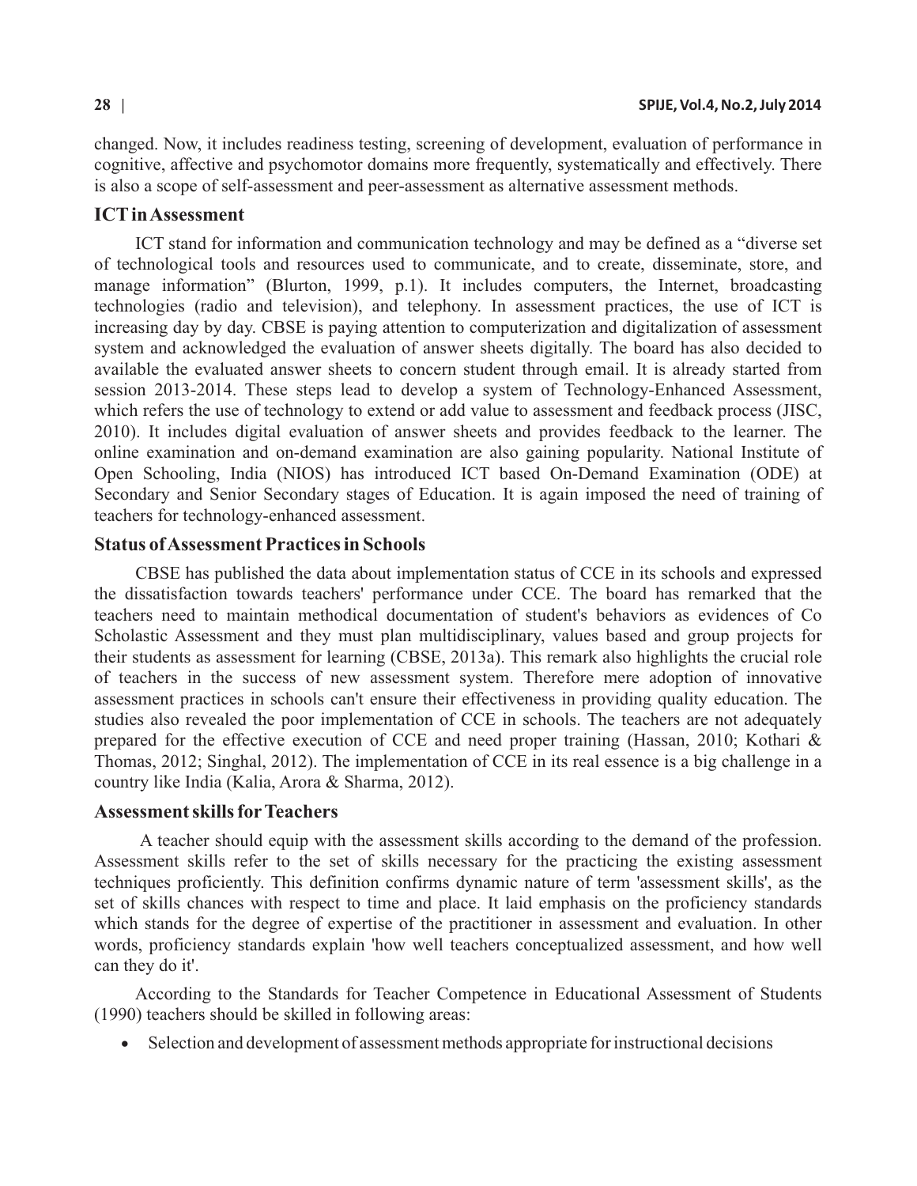changed. Now, it includes readiness testing, screening of development, evaluation of performance in cognitive, affective and psychomotor domains more frequently, systematically and effectively. There is also a scope of self-assessment and peer-assessment as alternative assessment methods.

## ICT in Assessment

ICT stand for information and communication technology and may be defined as a "diverse set of technological tools and resources used to communicate, and to create, disseminate, store, and manage information" (Blurton, 1999, p.1). It includes computers, the Internet, broadcasting technologies (radio and television), and telephony. In assessment practices, the use of ICT is increasing day by day. CBSE is paying attention to computerization and digitalization of assessment system and acknowledged the evaluation of answer sheets digitally. The board has also decided to available the evaluated answer sheets to concern student through email. It is already started from session 2013-2014. These steps lead to develop a system of Technology-Enhanced Assessment, which refers the use of technology to extend or add value to assessment and feedback process (JISC, 2010). It includes digital evaluation of answer sheets and provides feedback to the learner. The online examination and on-demand examination are also gaining popularity. National Institute of Open Schooling, India (NIOS) has introduced ICT based On-Demand Examination (ODE) at Secondary and Senior Secondary stages of Education. It is again imposed the need of training of teachers for technology-enhanced assessment.

## Status of Assessment Practices in Schools

CBSE has published the data about implementation status of CCE in its schools and expressed the dissatisfaction towards teachers' performance under CCE. The board has remarked that the teachers need to maintain methodical documentation of student's behaviors as evidences of Co Scholastic Assessment and they must plan multidisciplinary, values based and group projects for their students as assessment for learning (CBSE, 2013a). This remark also highlights the crucial role of teachers in the success of new assessment system. Therefore mere adoption of innovative assessment practices in schools can't ensure their effectiveness in providing quality education. The studies also revealed the poor implementation of CCE in schools. The teachers are not adequately prepared for the effective execution of CCE and need proper training (Hassan, 2010; Kothari & Thomas, 2012; Singhal, 2012). The implementation of CCE in its real essence is a big challenge in a country like India (Kalia, Arora & Sharma, 2012).

## Assessment skills for Teachers

A teacher should equip with the assessment skills according to the demand of the profession. Assessment skills refer to the set of skills necessary for the practicing the existing assessment techniques proficiently. This definition confirms dynamic nature of term 'assessment skills', as the set of skills chances with respect to time and place. It laid emphasis on the proficiency standards which stands for the degree of expertise of the practitioner in assessment and evaluation. In other words, proficiency standards explain 'how well teachers conceptualized assessment, and how well can they do it'.

According to the Standards for Teacher Competence in Educational Assessment of Students (1990) teachers should be skilled in following areas:

- Selection and development of assessment methods appropriate for instructional decisions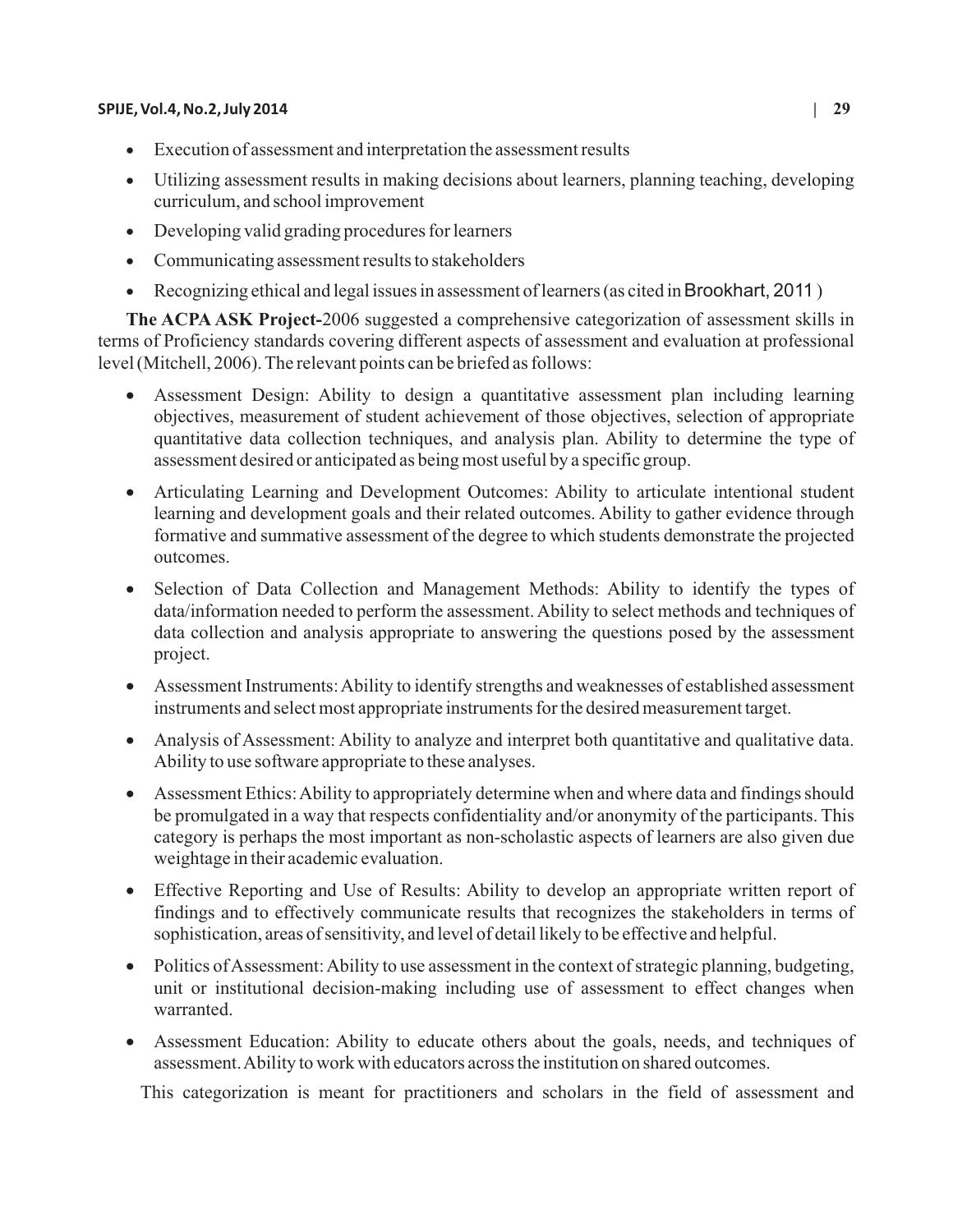- Execution of assessment and interpretation the assessment results
- Utilizing assessment results in making decisions about learners, planning teaching, developing curriculum, and school improvement
- Developing valid grading procedures for learners
- Communicating assessment results to stakeholders
- Recognizing ethical and legal issues in assessment of learners (as cited in Brookhart, 2011 )

**The ACPA ASK Project-**2006 suggested a comprehensive categorization of assessment skills in terms of Proficiency standards covering different aspects of assessment and evaluation at professional level (Mitchell, 2006). The relevant points can be briefed as follows:

- Assessment Design: Ability to design a quantitative assessment plan including learning objectives, measurement of student achievement of those objectives, selection of appropriate quantitative data collection techniques, and analysis plan. Ability to determine the type of assessment desired or anticipated as being most useful by a specific group.
- Articulating Learning and Development Outcomes: Ability to articulate intentional student learning and development goals and their related outcomes. Ability to gather evidence through formative and summative assessment of the degree to which students demonstrate the projected outcomes.
- Selection of Data Collection and Management Methods: Ability to identify the types of data/information needed to perform the assessment. Ability to select methods and techniques of data collection and analysis appropriate to answering the questions posed by the assessment project.
- Assessment Instruments: Ability to identify strengths and weaknesses of established assessment instruments and select most appropriate instruments for the desired measurement target.
- Analysis of Assessment: Ability to analyze and interpret both quantitative and qualitative data. Ability to use software appropriate to these analyses.
- Assessment Ethics: Ability to appropriately determine when and where data and findings should be promulgated in a way that respects confidentiality and/or anonymity of the participants. This category is perhaps the most important as non-scholastic aspects of learners are also given due weightage in their academic evaluation.
- Effective Reporting and Use of Results: Ability to develop an appropriate written report of findings and to effectively communicate results that recognizes the stakeholders in terms of sophistication, areas of sensitivity, and level of detail likely to be effective and helpful.
- Politics of Assessment: Ability to use assessment in the context of strategic planning, budgeting, unit or institutional decision-making including use of assessment to effect changes when warranted.
- Assessment Education: Ability to educate others about the goals, needs, and techniques of assessment. Ability to work with educators across the institution on shared outcomes.

This categorization is meant for practitioners and scholars in the field of assessment and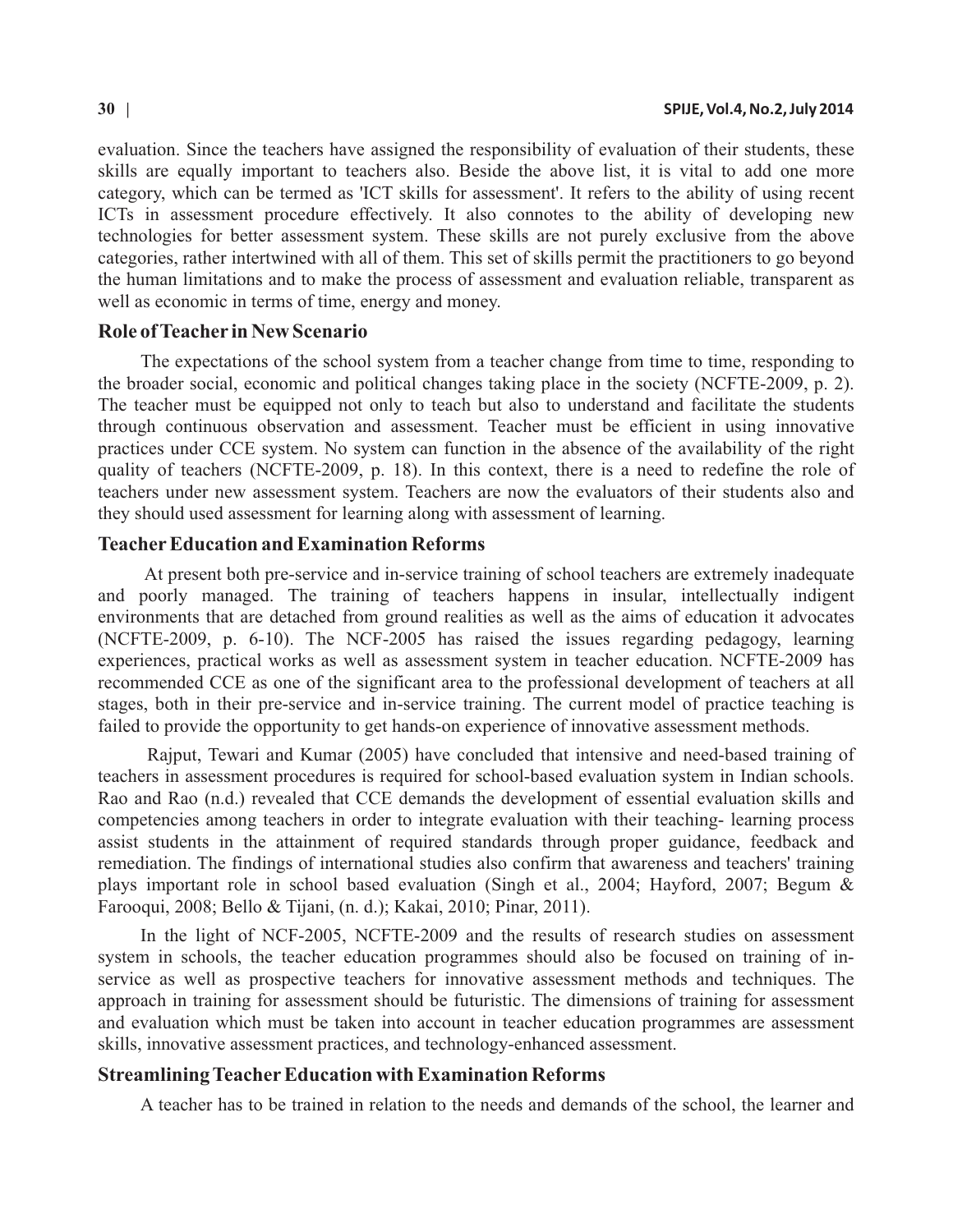evaluation. Since the teachers have assigned the responsibility of evaluation of their students, these skills are equally important to teachers also. Beside the above list, it is vital to add one more category, which can be termed as 'ICT skills for assessment'. It refers to the ability of using recent ICTs in assessment procedure effectively. It also connotes to the ability of developing new technologies for better assessment system. These skills are not purely exclusive from the above categories, rather intertwined with all of them. This set of skills permit the practitioners to go beyond the human limitations and to make the process of assessment and evaluation reliable, transparent as well as economic in terms of time, energy and money.

## Role of Teacher in New Scenario

The expectations of the school system from a teacher change from time to time, responding to the broader social, economic and political changes taking place in the society (NCFTE-2009, p. 2). The teacher must be equipped not only to teach but also to understand and facilitate the students through continuous observation and assessment. Teacher must be efficient in using innovative practices under CCE system. No system can function in the absence of the availability of the right quality of teachers (NCFTE-2009, p. 18). In this context, there is a need to redefine the role of teachers under new assessment system. Teachers are now the evaluators of their students also and they should used assessment for learning along with assessment of learning.

## Teacher Education and Examination Reforms

At present both pre-service and in-service training of school teachers are extremely inadequate and poorly managed. The training of teachers happens in insular, intellectually indigent environments that are detached from ground realities as well as the aims of education it advocates (NCFTE-2009, p. 6-10). The NCF-2005 has raised the issues regarding pedagogy, learning experiences, practical works as well as assessment system in teacher education. NCFTE-2009 has recommended CCE as one of the significant area to the professional development of teachers at all stages, both in their pre-service and in-service training. The current model of practice teaching is failed to provide the opportunity to get hands-on experience of innovative assessment methods.

Rajput, Tewari and Kumar (2005) have concluded that intensive and need-based training of teachers in assessment procedures is required for school-based evaluation system in Indian schools. Rao and Rao (n.d.) revealed that CCE demands the development of essential evaluation skills and competencies among teachers in order to integrate evaluation with their teaching- learning process assist students in the attainment of required standards through proper guidance, feedback and remediation. The findings of international studies also confirm that awareness and teachers' training plays important role in school based evaluation (Singh et al., 2004; Hayford, 2007; Begum & Farooqui, 2008; Bello & Tijani, (n. d.); Kakai, 2010; Pinar, 2011).

In the light of NCF-2005, NCFTE-2009 and the results of research studies on assessment system in schools, the teacher education programmes should also be focused on training of in-service as well as prospective teachers for innovative assessment methods and techniques. The approach in training for assessment should be futuristic. The dimensions of training for assessment and evaluation which must be taken into account in teacher education programmes are assessment skills, innovative assessment practices, and technology-enhanced assessment.

## Streamlining Teacher Education with Examination Reforms

A teacher has to be trained in relation to the needs and demands of the school, the learner and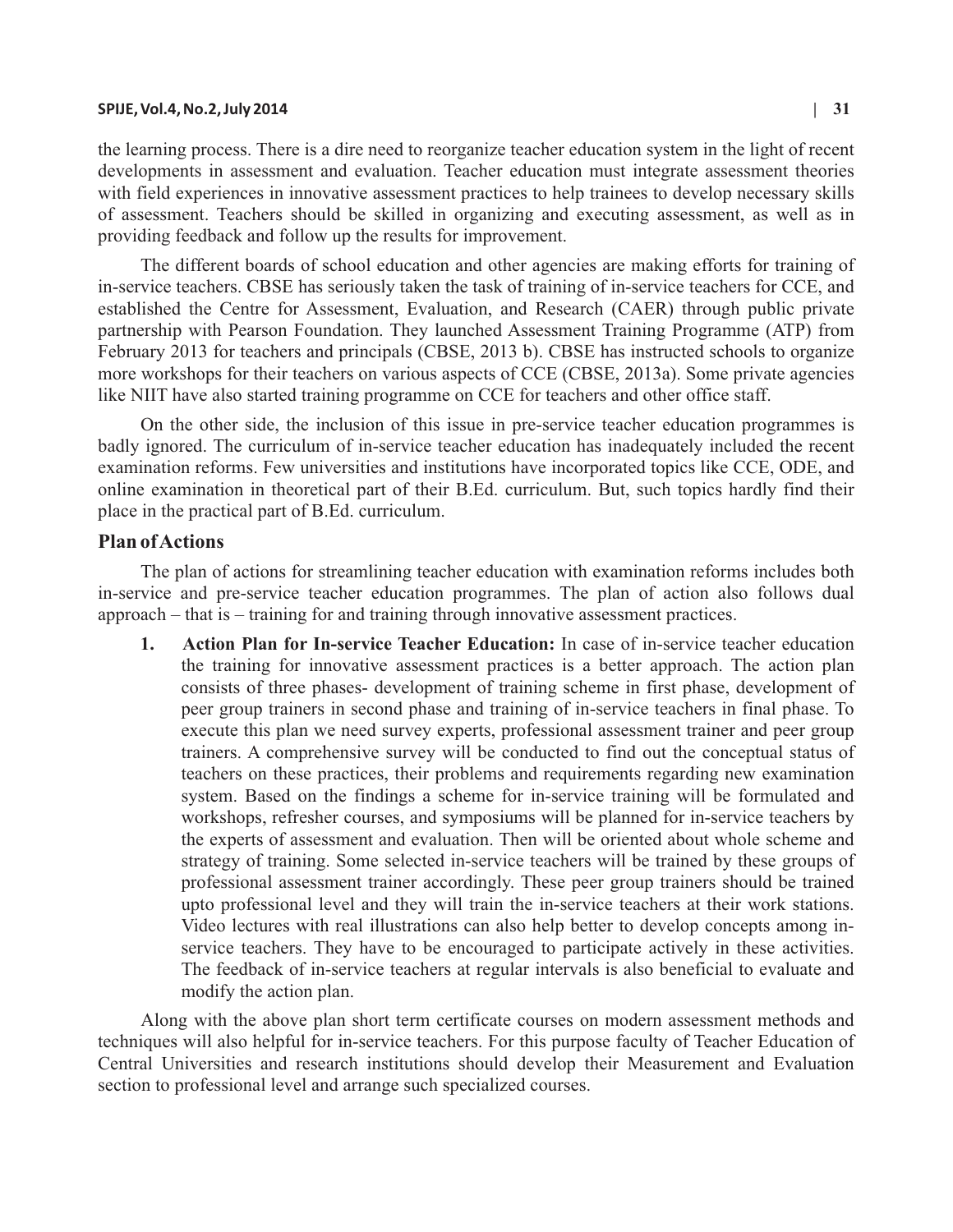the learning process. There is a dire need to reorganize teacher education system in the light of recent developments in assessment and evaluation. Teacher education must integrate assessment theories with field experiences in innovative assessment practices to help trainees to develop necessary skills of assessment. Teachers should be skilled in organizing and executing assessment, as well as in providing feedback and follow up the results for improvement.

The different boards of school education and other agencies are making efforts for training of in-service teachers. CBSE has seriously taken the task of training of in-service teachers for CCE, and established the Centre for Assessment, Evaluation, and Research (CAER) through public private partnership with Pearson Foundation. They launched Assessment Training Programme (ATP) from February 2013 for teachers and principals (CBSE, 2013 b). CBSE has instructed schools to organize more workshops for their teachers on various aspects of CCE (CBSE, 2013a). Some private agencies like NIIT have also started training programme on CCE for teachers and other office staff.

On the other side, the inclusion of this issue in pre-service teacher education programmes is badly ignored. The curriculum of in-service teacher education has inadequately included the recent examination reforms. Few universities and institutions have incorporated topics like CCE, ODE, and online examination in theoretical part of their B.Ed. curriculum. But, such topics hardly find their place in the practical part of B.Ed. curriculum.

## Plan of Actions

The plan of actions for streamlining teacher education with examination reforms includes both in-service and pre-service teacher education programmes. The plan of action also follows dual approach – that is – training for and training through innovative assessment practices.

1. **Action Plan for In-service Teacher Education:** In case of in-service teacher education the training for innovative assessment practices is a better approach. The action plan consists of three phases- development of training scheme in first phase, development of peer group trainers in second phase and training of in-service teachers in final phase. To execute this plan we need survey experts, professional assessment trainer and peer group trainers. A comprehensive survey will be conducted to find out the conceptual status of teachers on these practices, their problems and requirements regarding new examination system. Based on the findings a scheme for in-service training will be formulated and workshops, refresher courses, and symposiums will be planned for in-service teachers by the experts of assessment and evaluation. Then will be oriented about whole scheme and strategy of training. Some selected in-service teachers will be trained by these groups of professional assessment trainer accordingly. These peer group trainers should be trained upto professional level and they will train the in-service teachers at their work stations. Video lectures with real illustrations can also help better to develop concepts among in-service teachers. They have to be encouraged to participate actively in these activities. The feedback of in-service teachers at regular intervals is also beneficial to evaluate and modify the action plan.

Along with the above plan short term certificate courses on modern assessment methods and techniques will also helpful for in-service teachers. For this purpose faculty of Teacher Education of Central Universities and research institutions should develop their Measurement and Evaluation section to professional level and arrange such specialized courses.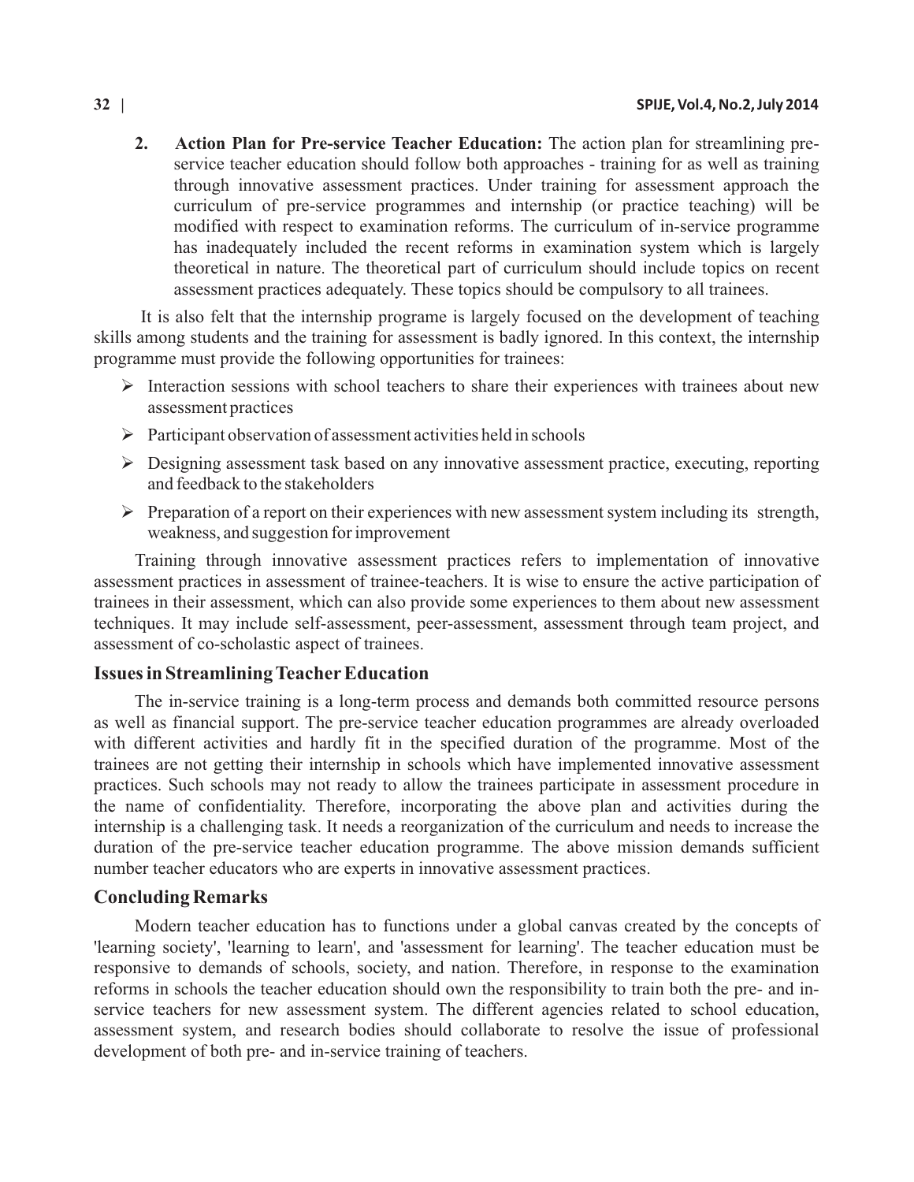2. **Action Plan for Pre-service Teacher Education:** The action plan for streamlining pre-service teacher education should follow both approaches - training for as well as training through innovative assessment practices. Under training for assessment approach the curriculum of pre-service programmes and internship (or practice teaching) will be modified with respect to examination reforms. The curriculum of in-service programme has inadequately included the recent reforms in examination system which is largely theoretical in nature. The theoretical part of curriculum should include topics on recent assessment practices adequately. These topics should be compulsory to all trainees.

It is also felt that the internship programe is largely focused on the development of teaching skills among students and the training for assessment is badly ignored. In this context, the internship programme must provide the following opportunities for trainees:

- Interaction sessions with school teachers to share their experiences with trainees about new assessment practices
- Participant observation of assessment activities held in schools
- Designing assessment task based on any innovative assessment practice, executing, reporting and feedback to the stakeholders
- Preparation of a report on their experiences with new assessment system including its strength, weakness, and suggestion for improvement

Training through innovative assessment practices refers to implementation of innovative assessment practices in assessment of trainee-teachers. It is wise to ensure the active participation of trainees in their assessment, which can also provide some experiences to them about new assessment techniques. It may include self-assessment, peer-assessment, assessment through team project, and assessment of co-scholastic aspect of trainees.

## Issues in Streamlining Teacher Education

The in-service training is a long-term process and demands both committed resource persons as well as financial support. The pre-service teacher education programmes are already overloaded with different activities and hardly fit in the specified duration of the programme. Most of the trainees are not getting their internship in schools which have implemented innovative assessment practices. Such schools may not ready to allow the trainees participate in assessment procedure in the name of confidentiality. Therefore, incorporating the above plan and activities during the internship is a challenging task. It needs a reorganization of the curriculum and needs to increase the duration of the pre-service teacher education programme. The above mission demands sufficient number teacher educators who are experts in innovative assessment practices.

## Concluding Remarks

Modern teacher education has to functions under a global canvas created by the concepts of 'learning society', 'learning to learn', and 'assessment for learning'. The teacher education must be responsive to demands of schools, society, and nation. Therefore, in response to the examination reforms in schools the teacher education should own the responsibility to train both the pre- and in-service teachers for new assessment system. The different agencies related to school education, assessment system, and research bodies should collaborate to resolve the issue of professional development of both pre- and in-service training of teachers.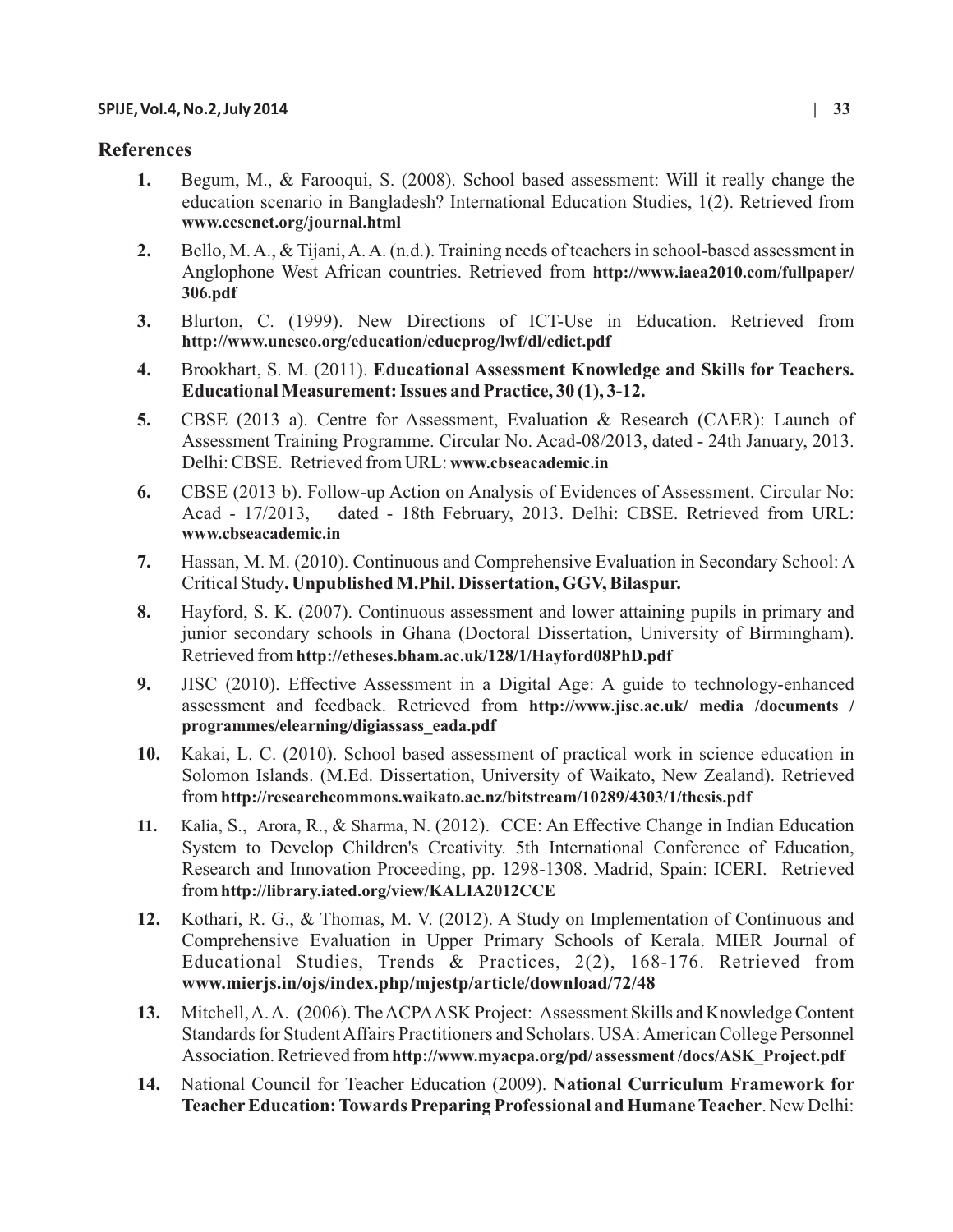## References

1. Begum, M., & Farooqui, S. (2008). School based assessment: Will it really change the education scenario in Bangladesh? International Education Studies, 1(2). Retrieved from **www.ccsenet.org/journal.html**

2. Bello, M. A., & Tijani, A. A. (n.d.). Training needs of teachers in school-based assessment in Anglophone West African countries. Retrieved from **http://www.iaea2010.com/fullpaper/306.pdf**

3. Blurton, C. (1999). New Directions of ICT-Use in Education. Retrieved from **http://www.unesco.org/education/educprog/lwf/dl/edict.pdf**

4. Brookhart, S. M. (2011). **Educational Assessment Knowledge and Skills for Teachers. Educational Measurement: Issues and Practice, 30 (1), 3-12.**

5. CBSE (2013 a). Centre for Assessment, Evaluation & Research (CAER): Launch of Assessment Training Programme. Circular No. Acad-08/2013, dated - 24th January, 2013. Delhi: CBSE. Retrieved from URL: **www.cbseacademic.in**

6. CBSE (2013 b). Follow-up Action on Analysis of Evidences of Assessment. Circular No: Acad - 17/2013, dated - 18th February, 2013. Delhi: CBSE. Retrieved from URL: **www.cbseacademic.in**

7. Hassan, M. M. (2010). Continuous and Comprehensive Evaluation in Secondary School: A Critical Study**. Unpublished M.Phil. Dissertation, GGV, Bilaspur.**

8. Hayford, S. K. (2007). Continuous assessment and lower attaining pupils in primary and junior secondary schools in Ghana (Doctoral Dissertation, University of Birmingham). Retrieved from **http://etheses.bham.ac.uk/128/1/Hayford08PhD.pdf**

9. JISC (2010). Effective Assessment in a Digital Age: A guide to technology-enhanced assessment and feedback. Retrieved from **http://www.jisc.ac.uk/ media /documents / programmes/elearning/digiassass_eada.pdf**

10. Kakai, L. C. (2010). School based assessment of practical work in science education in Solomon Islands. (M.Ed. Dissertation, University of Waikato, New Zealand). Retrieved from **http://researchcommons.waikato.ac.nz/bitstream/10289/4303/1/thesis.pdf**

11. Kalia, S., Arora, R., & Sharma, N. (2012). CCE: An Effective Change in Indian Education System to Develop Children's Creativity. 5th International Conference of Education, Research and Innovation Proceeding, pp. 1298-1308. Madrid, Spain: ICERI. Retrieved from **http://library.iated.org/view/KALIA2012CCE**

12. Kothari, R. G., & Thomas, M. V. (2012). A Study on Implementation of Continuous and Comprehensive Evaluation in Upper Primary Schools of Kerala. MIER Journal of Educational Studies, Trends & Practices, 2(2), 168-176. Retrieved from **www.mierjs.in/ojs/index.php/mjestp/article/download/72/48**

13. Mitchell, A. A. (2006). The ACPA ASK Project: Assessment Skills and Knowledge Content Standards for Student Affairs Practitioners and Scholars. USA: American College Personnel Association. Retrieved from **http://www.myacpa.org/pd/ assessment /docs/ASK_Project.pdf**

14. National Council for Teacher Education (2009). **National Curriculum Framework for Teacher Education: Towards Preparing Professional and Humane Teacher**. New Delhi: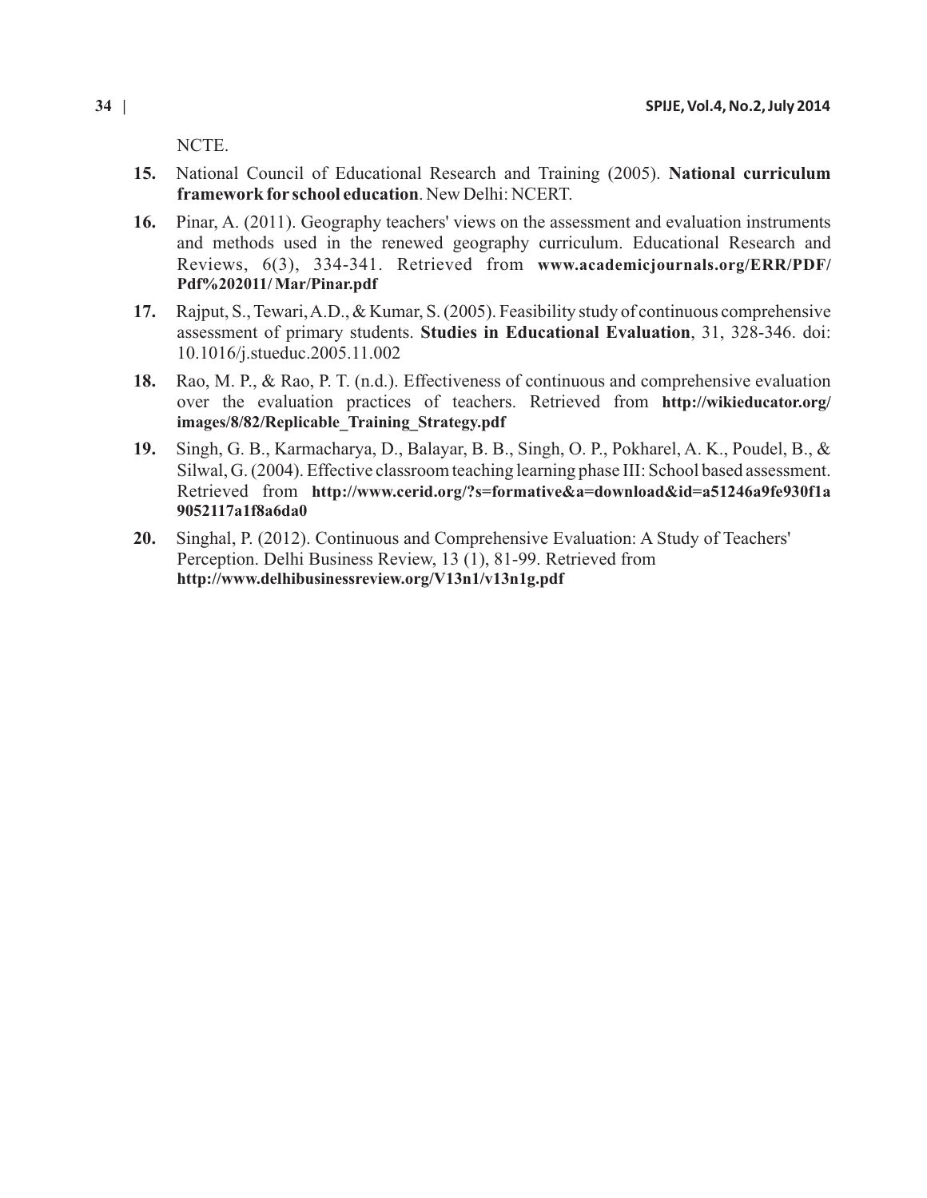NCTE.

15. National Council of Educational Research and Training (2005). **National curriculum framework for school education**. New Delhi: NCERT.

16. Pinar, A. (2011). Geography teachers' views on the assessment and evaluation instruments and methods used in the renewed geography curriculum. Educational Research and Reviews, 6(3), 334-341. Retrieved from **www.academicjournals.org/ERR/PDF/Pdf%202011/ Mar/Pinar.pdf**

17. Rajput, S., Tewari, A.D., & Kumar, S. (2005). Feasibility study of continuous comprehensive assessment of primary students. **Studies in Educational Evaluation**, 31, 328-346. doi: 10.1016/j.stueduc.2005.11.002

18. Rao, M. P., & Rao, P. T. (n.d.). Effectiveness of continuous and comprehensive evaluation over the evaluation practices of teachers. Retrieved from **http://wikieducator.org/images/8/82/Replicable_Training_Strategy.pdf**

19. Singh, G. B., Karmacharya, D., Balayar, B. B., Singh, O. P., Pokharel, A. K., Poudel, B., & Silwal, G. (2004). Effective classroom teaching learning phase III: School based assessment. Retrieved from **http://www.cerid.org/?s=formative&a=download&id=a51246a9fe930f1a9052117a1f8a6da0**

20. Singhal, P. (2012). Continuous and Comprehensive Evaluation: A Study of Teachers' Perception. Delhi Business Review, 13 (1), 81-99. Retrieved from **http://www.delhibusinessreview.org/V13n1/v13n1g.pdf**